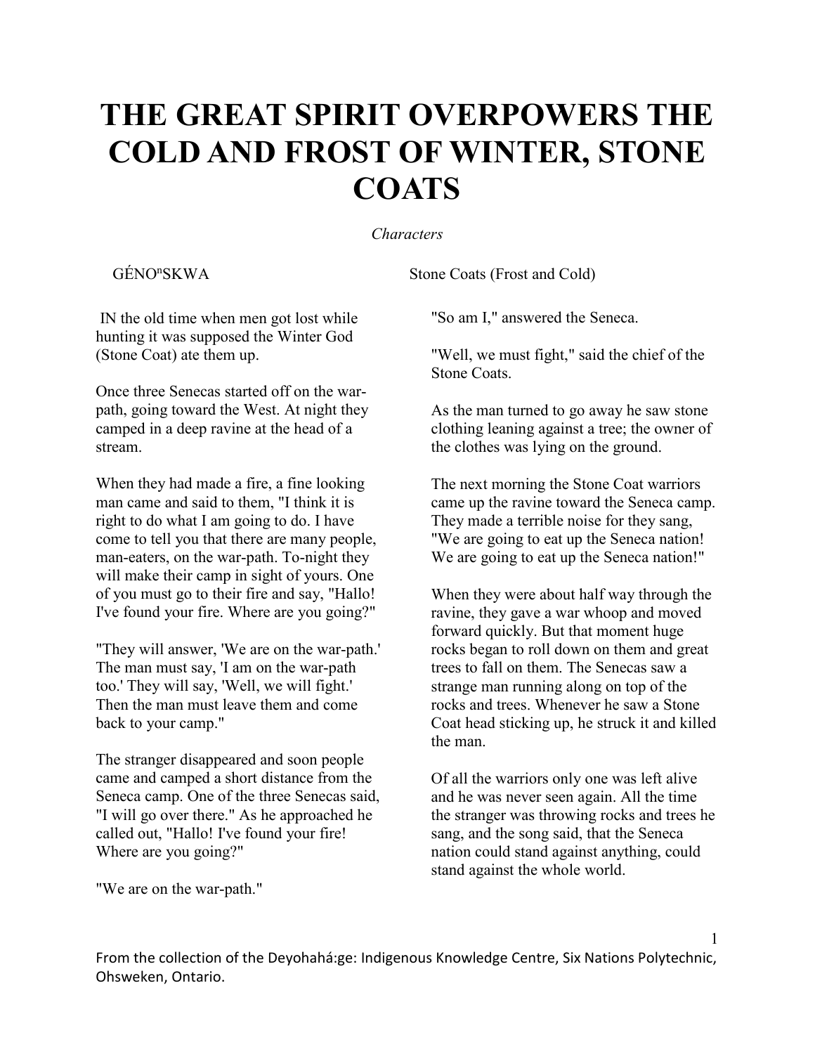# THE GREAT SPIRIT OVERPOWERS THE COLD AND FROST OF WINTER, STONE COATS

*Characters*

GÉNO$^{n}$SKWA

Stone Coats (Frost and Cold)

IN the old time when men got lost while hunting it was supposed the Winter God (Stone Coat) ate them up.

Once three Senecas started off on the war-path, going toward the West. At night they camped in a deep ravine at the head of a stream.

When they had made a fire, a fine looking man came and said to them, "I think it is right to do what I am going to do. I have come to tell you that there are many people, man-eaters, on the war-path. To-night they will make their camp in sight of yours. One of you must go to their fire and say, "Hallo! I've found your fire. Where are you going?"

"They will answer, 'We are on the war-path.' The man must say, 'I am on the war-path too.' They will say, 'Well, we will fight.' Then the man must leave them and come back to your camp."

The stranger disappeared and soon people came and camped a short distance from the Seneca camp. One of the three Senecas said, "I will go over there." As he approached he called out, "Hallo! I've found your fire! Where are you going?"

"We are on the war-path."

"So am I," answered the Seneca.

"Well, we must fight," said the chief of the Stone Coats.

As the man turned to go away he saw stone clothing leaning against a tree; the owner of the clothes was lying on the ground.

The next morning the Stone Coat warriors came up the ravine toward the Seneca camp. They made a terrible noise for they sang, "We are going to eat up the Seneca nation! We are going to eat up the Seneca nation!"

When they were about half way through the ravine, they gave a war whoop and moved forward quickly. But that moment huge rocks began to roll down on them and great trees to fall on them. The Senecas saw a strange man running along on top of the rocks and trees. Whenever he saw a Stone Coat head sticking up, he struck it and killed the man.

Of all the warriors only one was left alive and he was never seen again. All the time the stranger was throwing rocks and trees he sang, and the song said, that the Seneca nation could stand against anything, could stand against the whole world.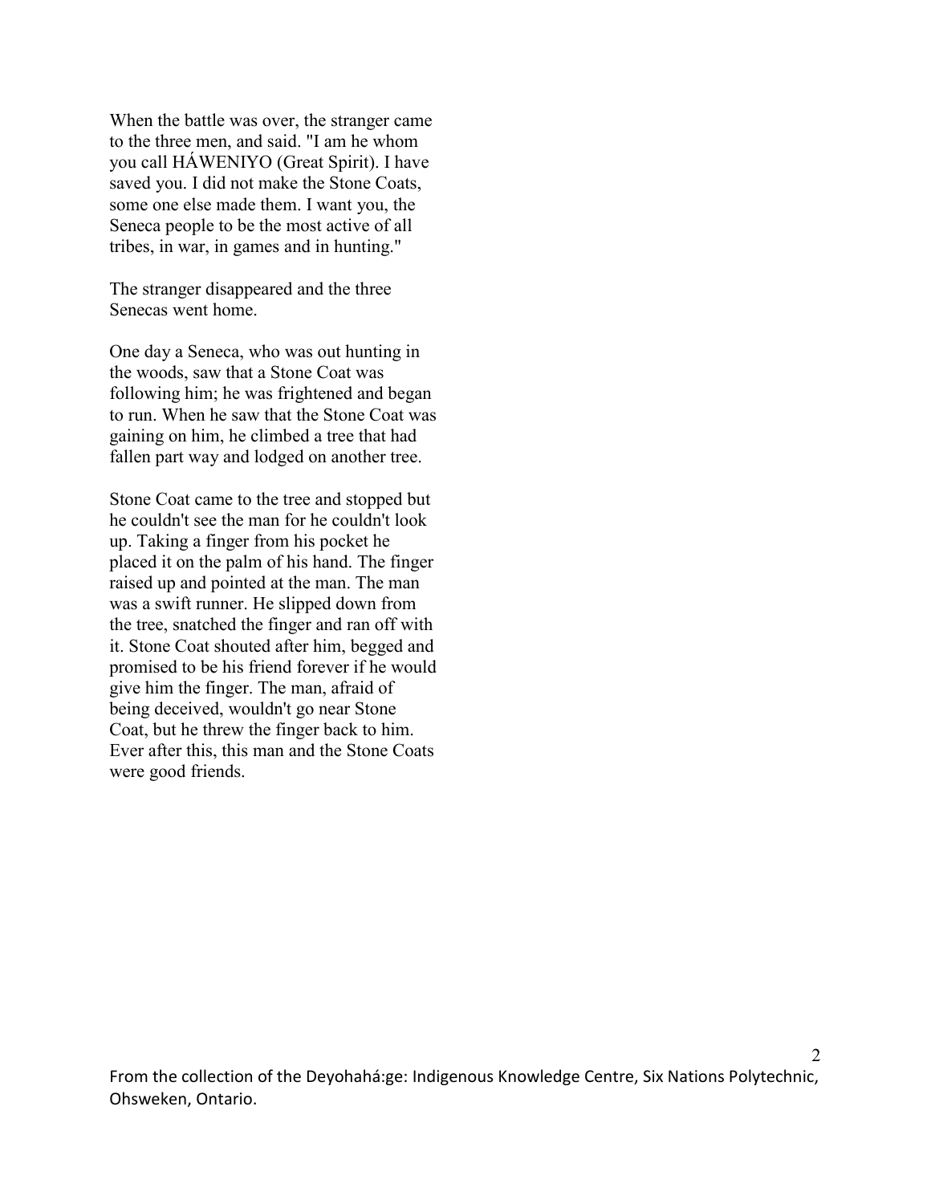When the battle was over, the stranger came to the three men, and said. "I am he whom you call HÁWENIYO (Great Spirit). I have saved you. I did not make the Stone Coats, some one else made them. I want you, the Seneca people to be the most active of all tribes, in war, in games and in hunting."

The stranger disappeared and the three Senecas went home.

One day a Seneca, who was out hunting in the woods, saw that a Stone Coat was following him; he was frightened and began to run. When he saw that the Stone Coat was gaining on him, he climbed a tree that had fallen part way and lodged on another tree.

Stone Coat came to the tree and stopped but he couldn't see the man for he couldn't look up. Taking a finger from his pocket he placed it on the palm of his hand. The finger raised up and pointed at the man. The man was a swift runner. He slipped down from the tree, snatched the finger and ran off with it. Stone Coat shouted after him, begged and promised to be his friend forever if he would give him the finger. The man, afraid of being deceived, wouldn't go near Stone Coat, but he threw the finger back to him. Ever after this, this man and the Stone Coats were good friends.